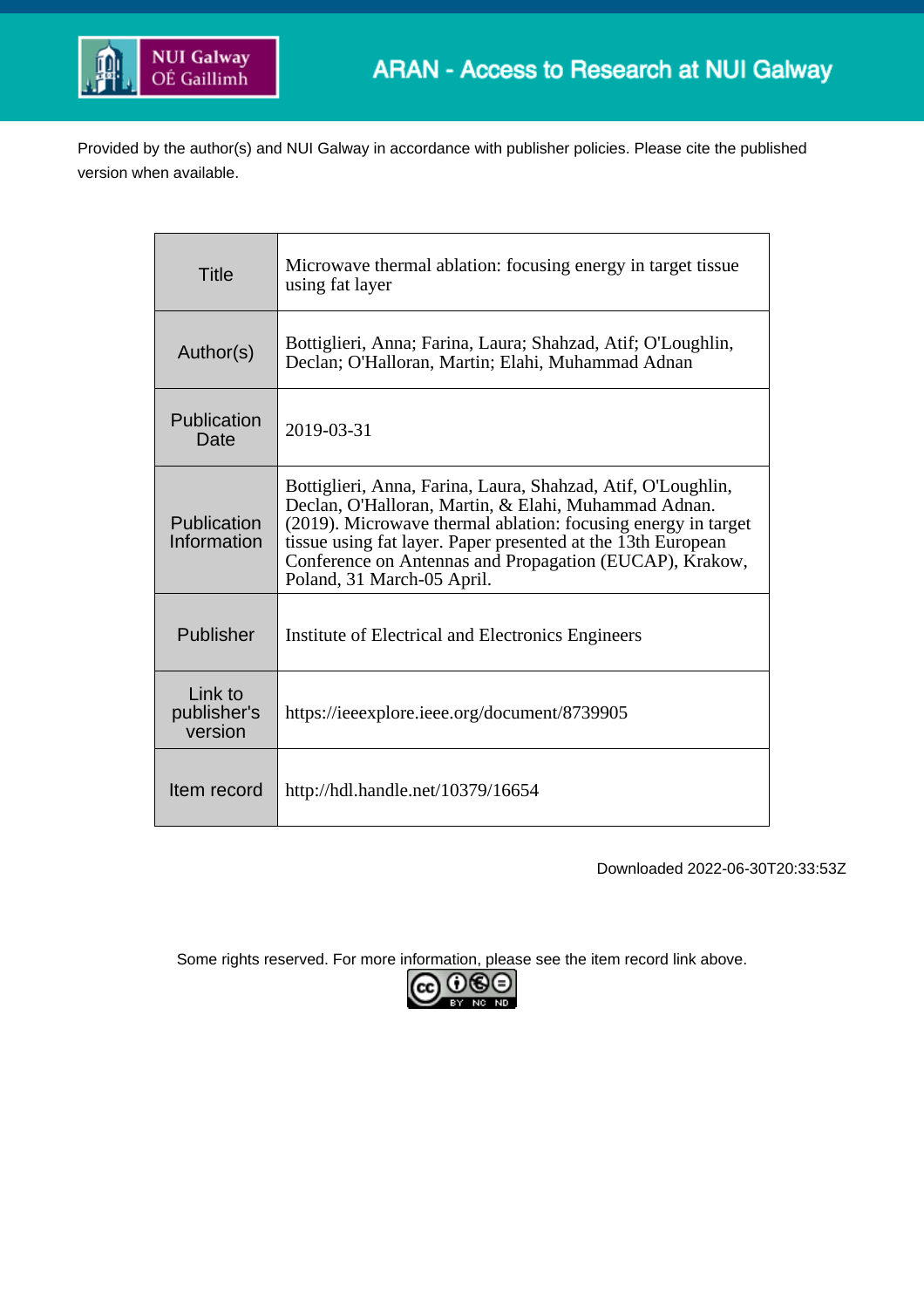ARAN - Access to Research at NUI Galway

Provided by the author(s) and NUI Galway in accordance with publisher policies. Please cite the published version when available.

| | |
|---|---|
| Title | Microwave thermal ablation: focusing energy in target tissue using fat layer |
| Author(s) | Bottiglieri, Anna; Farina, Laura; Shahzad, Atif; O'Loughlin, Declan; O'Halloran, Martin; Elahi, Muhammad Adnan |
| Publication Date | 2019-03-31 |
| Publication Information | Bottiglieri, Anna, Farina, Laura, Shahzad, Atif, O'Loughlin, Declan, O'Halloran, Martin, & Elahi, Muhammad Adnan. (2019). Microwave thermal ablation: focusing energy in target tissue using fat layer. Paper presented at the 13th European Conference on Antennas and Propagation (EUCAP), Krakow, Poland, 31 March-05 April. |
| Publisher | Institute of Electrical and Electronics Engineers |
| Link to publisher's version | https://ieeexplore.ieee.org/document/8739905 |
| Item record | http://hdl.handle.net/10379/16654 |

Downloaded 2022-06-30T20:33:53Z

Some rights reserved. For more information, please see the item record link above.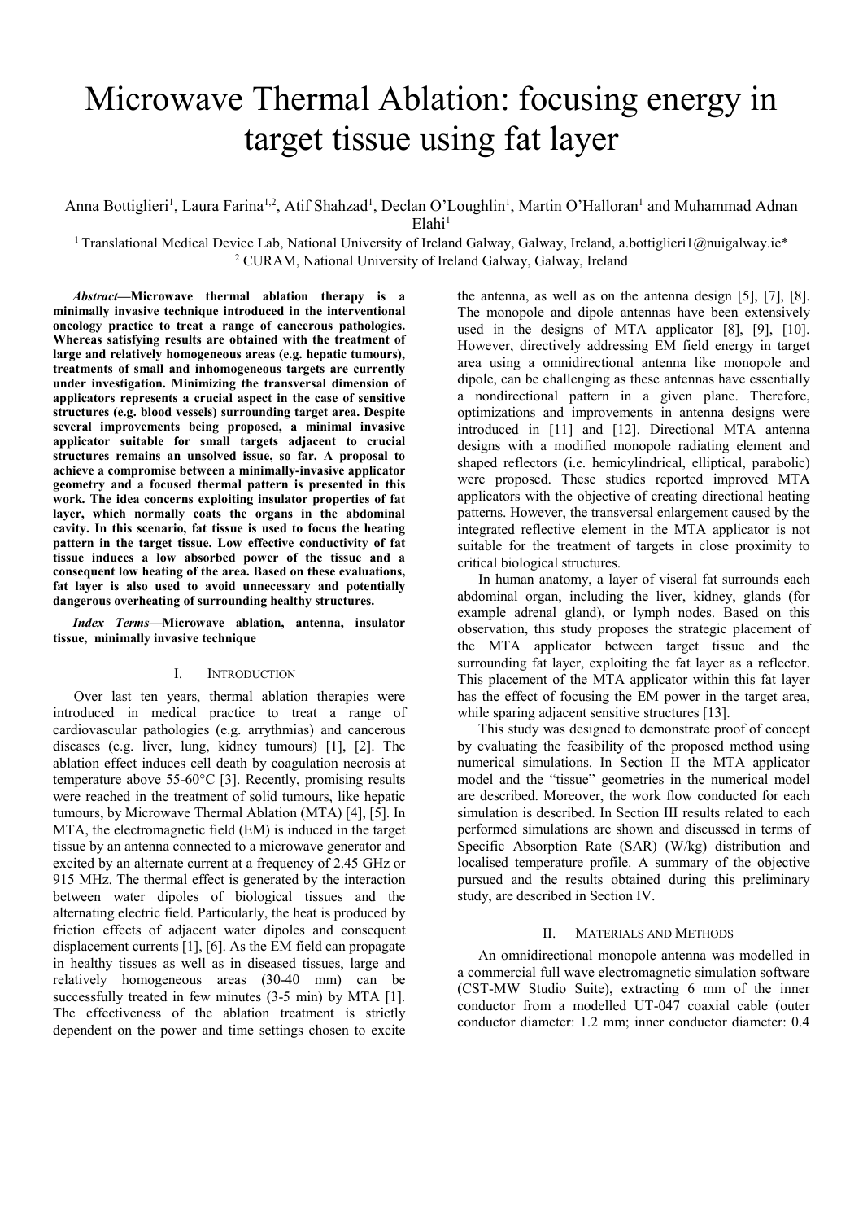# Microwave Thermal Ablation: focusing energy in target tissue using fat layer

Anna Bottiglieri[1], Laura Farina[1,2], Atif Shahzad[1], Declan O'Loughlin[1], Martin O'Halloran[1] and Muhammad Adnan Elahi[1]

[1] Translational Medical Device Lab, National University of Ireland Galway, Galway, Ireland, a.bottiglieri1@nuigalway.ie*
[2] CURAM, National University of Ireland Galway, Galway, Ireland

***Abstract*—Microwave thermal ablation therapy is a minimally invasive technique introduced in the interventional oncology practice to treat a range of cancerous pathologies. Whereas satisfying results are obtained with the treatment of large and relatively homogeneous areas (e.g. hepatic tumours), treatments of small and inhomogeneous targets are currently under investigation. Minimizing the transversal dimension of applicators represents a crucial aspect in the case of sensitive structures (e.g. blood vessels) surrounding target area. Despite several improvements being proposed, a minimal invasive applicator suitable for small targets adjacent to crucial structures remains an unsolved issue, so far. A proposal to achieve a compromise between a minimally-invasive applicator geometry and a focused thermal pattern is presented in this work. The idea concerns exploiting insulator properties of fat layer, which normally coats the organs in the abdominal cavity. In this scenario, fat tissue is used to focus the heating pattern in the target tissue. Low effective conductivity of fat tissue induces a low absorbed power of the tissue and a consequent low heating of the area. Based on these evaluations, fat layer is also used to avoid unnecessary and potentially dangerous overheating of surrounding healthy structures.**

***Index Terms*—Microwave ablation, antenna, insulator tissue, minimally invasive technique**

## I. INTRODUCTION

Over last ten years, thermal ablation therapies were introduced in medical practice to treat a range of cardiovascular pathologies (e.g. arrythmias) and cancerous diseases (e.g. liver, lung, kidney tumours) [1], [2]. The ablation effect induces cell death by coagulation necrosis at temperature above 55-60°C [3]. Recently, promising results were reached in the treatment of solid tumours, like hepatic tumours, by Microwave Thermal Ablation (MTA) [4], [5]. In MTA, the electromagnetic field (EM) is induced in the target tissue by an antenna connected to a microwave generator and excited by an alternate current at a frequency of 2.45 GHz or 915 MHz. The thermal effect is generated by the interaction between water dipoles of biological tissues and the alternating electric field. Particularly, the heat is produced by friction effects of adjacent water dipoles and consequent displacement currents [1], [6]. As the EM field can propagate in healthy tissues as well as in diseased tissues, large and relatively homogeneous areas (30-40 mm) can be successfully treated in few minutes (3-5 min) by MTA [1]. The effectiveness of the ablation treatment is strictly dependent on the power and time settings chosen to excite the antenna, as well as on the antenna design [5], [7], [8]. The monopole and dipole antennas have been extensively used in the designs of MTA applicator [8], [9], [10]. However, directively addressing EM field energy in target area using a omnidirectional antenna like monopole and dipole, can be challenging as these antennas have essentially a nondirectional pattern in a given plane. Therefore, optimizations and improvements in antenna designs were introduced in [11] and [12]. Directional MTA antenna designs with a modified monopole radiating element and shaped reflectors (i.e. hemicylindrical, elliptical, parabolic) were proposed. These studies reported improved MTA applicators with the objective of creating directional heating patterns. However, the transversal enlargement caused by the integrated reflective element in the MTA applicator is not suitable for the treatment of targets in close proximity to critical biological structures.

In human anatomy, a layer of viseral fat surrounds each abdominal organ, including the liver, kidney, glands (for example adrenal gland), or lymph nodes. Based on this observation, this study proposes the strategic placement of the MTA applicator between target tissue and the surrounding fat layer, exploiting the fat layer as a reflector. This placement of the MTA applicator within this fat layer has the effect of focusing the EM power in the target area, while sparing adjacent sensitive structures [13].

This study was designed to demonstrate proof of concept by evaluating the feasibility of the proposed method using numerical simulations. In Section II the MTA applicator model and the "tissue" geometries in the numerical model are described. Moreover, the work flow conducted for each simulation is described. In Section III results related to each performed simulations are shown and discussed in terms of Specific Absorption Rate (SAR) (W/kg) distribution and localised temperature profile. A summary of the objective pursued and the results obtained during this preliminary study, are described in Section IV.

## II. MATERIALS AND METHODS

An omnidirectional monopole antenna was modelled in a commercial full wave electromagnetic simulation software (CST-MW Studio Suite), extracting 6 mm of the inner conductor from a modelled UT-047 coaxial cable (outer conductor diameter: 1.2 mm; inner conductor diameter: 0.4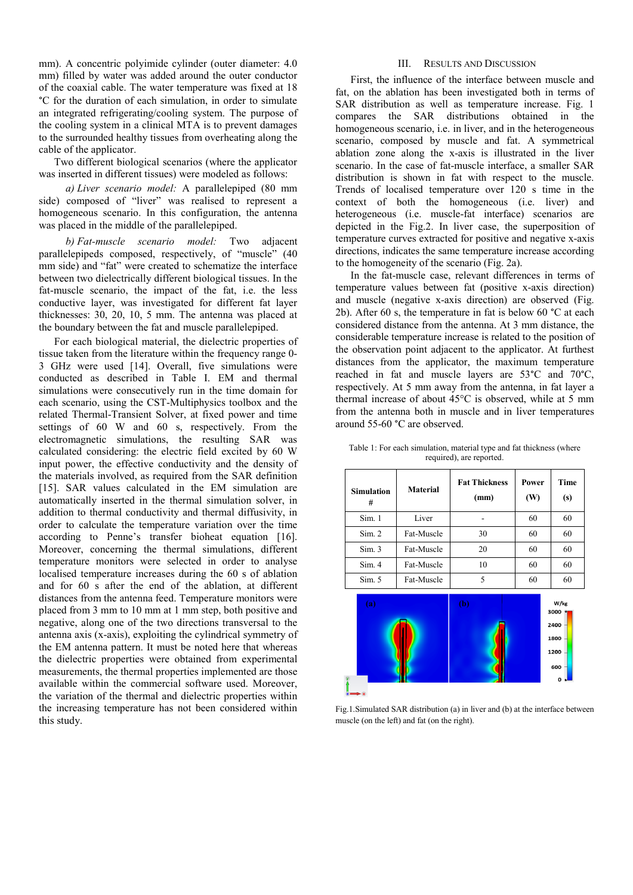mm). A concentric polyimide cylinder (outer diameter: 4.0 mm) filled by water was added around the outer conductor of the coaxial cable. The water temperature was fixed at 18 °C for the duration of each simulation, in order to simulate an integrated refrigerating/cooling system. The purpose of the cooling system in a clinical MTA is to prevent damages to the surrounded healthy tissues from overheating along the cable of the applicator.

Two different biological scenarios (where the applicator was inserted in different tissues) were modeled as follows:

*a) Liver scenario model:* A parallelepiped (80 mm side) composed of "liver" was realised to represent a homogeneous scenario. In this configuration, the antenna was placed in the middle of the parallelepiped.

*b) Fat-muscle scenario model:* Two adjacent parallelepipeds composed, respectively, of "muscle" (40 mm side) and "fat" were created to schematize the interface between two dielectrically different biological tissues. In the fat-muscle scenario, the impact of the fat, i.e. the less conductive layer, was investigated for different fat layer thicknesses: 30, 20, 10, 5 mm. The antenna was placed at the boundary between the fat and muscle parallelepiped.

For each biological material, the dielectric properties of tissue taken from the literature within the frequency range 0-3 GHz were used [14]. Overall, five simulations were conducted as described in Table I. EM and thermal simulations were consecutively run in the time domain for each scenario, using the CST-Multiphysics toolbox and the related Thermal-Transient Solver, at fixed power and time settings of 60 W and 60 s, respectively. From the electromagnetic simulations, the resulting SAR was calculated considering: the electric field excited by 60 W input power, the effective conductivity and the density of the materials involved, as required from the SAR definition [15]. SAR values calculated in the EM simulation are automatically inserted in the thermal simulation solver, in addition to thermal conductivity and thermal diffusivity, in order to calculate the temperature variation over the time according to Penne's transfer bioheat equation [16]. Moreover, concerning the thermal simulations, different temperature monitors were selected in order to analyse localised temperature increases during the 60 s of ablation and for 60 s after the end of the ablation, at different distances from the antenna feed. Temperature monitors were placed from 3 mm to 10 mm at 1 mm step, both positive and negative, along one of the two directions transversal to the antenna axis (x-axis), exploiting the cylindrical symmetry of the EM antenna pattern. It must be noted here that whereas the dielectric properties were obtained from experimental measurements, the thermal properties implemented are those available within the commercial software used. Moreover, the variation of the thermal and dielectric properties within the increasing temperature has not been considered within this study.

## III. Results and Discussion

First, the influence of the interface between muscle and fat, on the ablation has been investigated both in terms of SAR distribution as well as temperature increase. Fig. 1 compares the SAR distributions obtained in the homogeneous scenario, i.e. in liver, and in the heterogeneous scenario, composed by muscle and fat. A symmetrical ablation zone along the x-axis is illustrated in the liver scenario. In the case of fat-muscle interface, a smaller SAR distribution is shown in fat with respect to the muscle. Trends of localised temperature curves over 120 s time in the context of both the homogeneous (i.e. liver) and heterogeneous (i.e. muscle-fat interface) scenarios are depicted in the Fig.2. In liver case, the superposition of temperature curves extracted for positive and negative x-axis directions, indicates the same temperature increase according to the homogeneity of the scenario (Fig. 2a).

In the fat-muscle case, relevant differences in terms of temperature values between fat (positive x-axis direction) and muscle (negative x-axis direction) are observed (Fig. 2b). After 60 s, the temperature in fat is below 60 °C at each considered distance from the antenna. At 3 mm distance, the considerable temperature increase is related to the position of the observation point adjacent to the applicator. At furthest distances from the applicator, the maximum temperature reached in fat and muscle layers are 53°C and 70°C, respectively. At 5 mm away from the antenna, in fat layer a thermal increase of about 45°C is observed, while at 5 mm from the antenna both in muscle and in liver temperatures around 55-60 °C are observed.

Table 1: For each simulation, material type and fat thickness (where required), are reported.

| Simulation # | Material | Fat Thickness (mm) | Power (W) | Time (s) |
|---|---|---|---|---|
| Sim. 1 | Liver | - | 60 | 60 |
| Sim. 2 | Fat-Muscle | 30 | 60 | 60 |
| Sim. 3 | Fat-Muscle | 20 | 60 | 60 |
| Sim. 4 | Fat-Muscle | 10 | 60 | 60 |
| Sim. 5 | Fat-Muscle | 5 | 60 | 60 |

Fig.1.Simulated SAR distribution (a) in liver and (b) at the interface between muscle (on the left) and fat (on the right).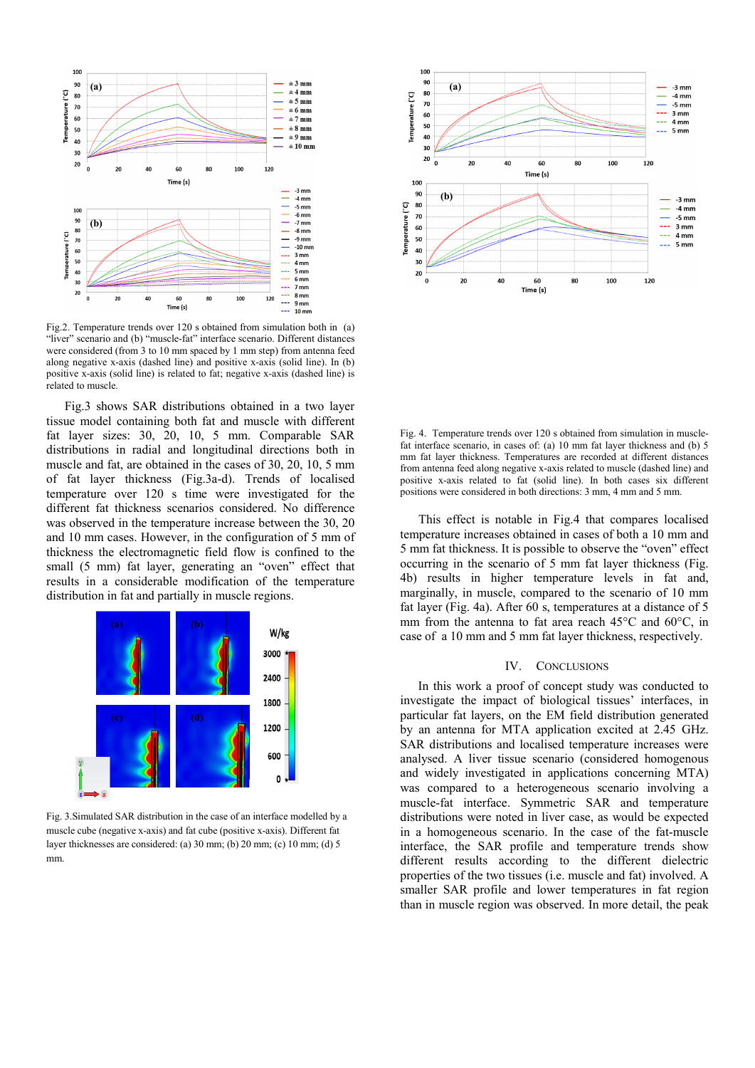Fig.2. Temperature trends over 120 s obtained from simulation both in (a) "liver" scenario and (b) "muscle-fat" interface scenario. Different distances were considered (from 3 to 10 mm spaced by 1 mm step) from antenna feed along negative x-axis (dashed line) and positive x-axis (solid line). In (b) positive x-axis (solid line) is related to fat; negative x-axis (dashed line) is related to muscle.

Fig.3 shows SAR distributions obtained in a two layer tissue model containing both fat and muscle with different fat layer sizes: 30, 20, 10, 5 mm. Comparable SAR distributions in radial and longitudinal directions both in muscle and fat, are obtained in the cases of 30, 20, 10, 5 mm of fat layer thickness (Fig.3a-d). Trends of localised temperature over 120 s time were investigated for the different fat thickness scenarios considered. No difference was observed in the temperature increase between the 30, 20 and 10 mm cases. However, in the configuration of 5 mm of thickness the electromagnetic field flow is confined to the small (5 mm) fat layer, generating an "oven" effect that results in a considerable modification of the temperature distribution in fat and partially in muscle regions.

Fig. 3.Simulated SAR distribution in the case of an interface modelled by a muscle cube (negative x-axis) and fat cube (positive x-axis). Different fat layer thicknesses are considered: (a) 30 mm; (b) 20 mm; (c) 10 mm; (d) 5 mm.

Fig. 4. Temperature trends over 120 s obtained from simulation in muscle-fat interface scenario, in cases of: (a) 10 mm fat layer thickness and (b) 5 mm fat layer thickness. Temperatures are recorded at different distances from antenna feed along negative x-axis related to muscle (dashed line) and positive x-axis related to fat (solid line). In both cases six different positions were considered in both directions: 3 mm, 4 mm and 5 mm.

This effect is notable in Fig.4 that compares localised temperature increases obtained in cases of both a 10 mm and 5 mm fat thickness. It is possible to observe the "oven" effect occurring in the scenario of 5 mm fat layer thickness (Fig. 4b) results in higher temperature levels in fat and, marginally, in muscle, compared to the scenario of 10 mm fat layer (Fig. 4a). After 60 s, temperatures at a distance of 5 mm from the antenna to fat area reach 45°C and 60°C, in case of a 10 mm and 5 mm fat layer thickness, respectively.

## IV. Conclusions

In this work a proof of concept study was conducted to investigate the impact of biological tissues' interfaces, in particular fat layers, on the EM field distribution generated by an antenna for MTA application excited at 2.45 GHz. SAR distributions and localised temperature increases were analysed. A liver tissue scenario (considered homogenous and widely investigated in applications concerning MTA) was compared to a heterogeneous scenario involving a muscle-fat interface. Symmetric SAR and temperature distributions were noted in liver case, as would be expected in a homogeneous scenario. In the case of the fat-muscle interface, the SAR profile and temperature trends show different results according to the different dielectric properties of the two tissues (i.e. muscle and fat) involved. A smaller SAR profile and lower temperatures in fat region than in muscle region was observed. In more detail, the peak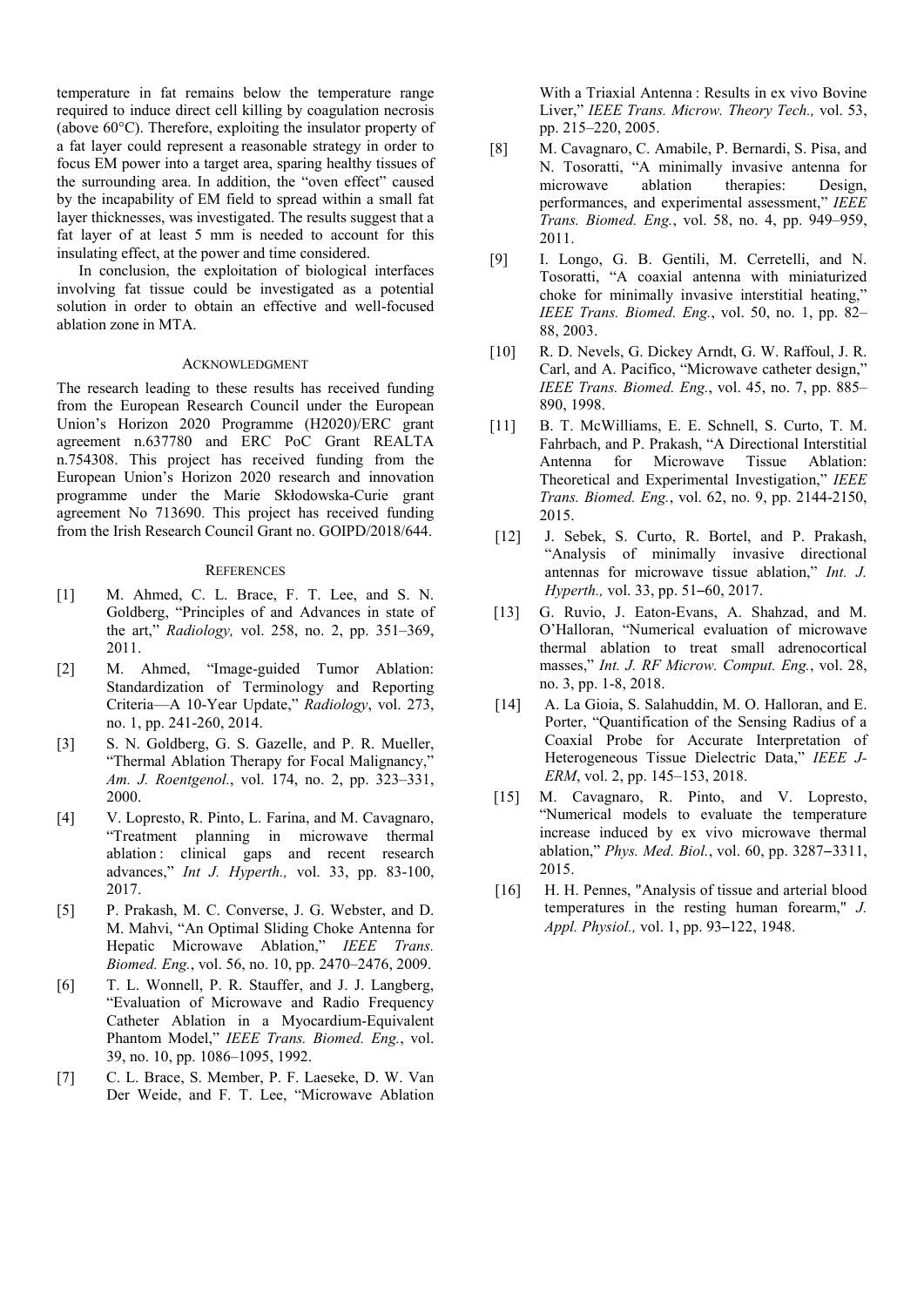temperature in fat remains below the temperature range required to induce direct cell killing by coagulation necrosis (above 60°C). Therefore, exploiting the insulator property of a fat layer could represent a reasonable strategy in order to focus EM power into a target area, sparing healthy tissues of the surrounding area. In addition, the "oven effect" caused by the incapability of EM field to spread within a small fat layer thicknesses, was investigated. The results suggest that a fat layer of at least 5 mm is needed to account for this insulating effect, at the power and time considered.

In conclusion, the exploitation of biological interfaces involving fat tissue could be investigated as a potential solution in order to obtain an effective and well-focused ablation zone in MTA.

## Acknowledgment

The research leading to these results has received funding from the European Research Council under the European Union's Horizon 2020 Programme (H2020)/ERC grant agreement n.637780 and ERC PoC Grant REALTA n.754308. This project has received funding from the European Union's Horizon 2020 research and innovation programme under the Marie Skłodowska-Curie grant agreement No 713690. This project has received funding from the Irish Research Council Grant no. GOIPD/2018/644.

## References

[1] M. Ahmed, C. L. Brace, F. T. Lee, and S. N. Goldberg, "Principles of and Advances in state of the art," *Radiology,* vol. 258, no. 2, pp. 351–369, 2011.

[2] M. Ahmed, "Image-guided Tumor Ablation: Standardization of Terminology and Reporting Criteria—A 10-Year Update," *Radiology*, vol. 273, no. 1, pp. 241-260, 2014.

[3] S. N. Goldberg, G. S. Gazelle, and P. R. Mueller, "Thermal Ablation Therapy for Focal Malignancy," *Am. J. Roentgenol.*, vol. 174, no. 2, pp. 323–331, 2000.

[4] V. Lopresto, R. Pinto, L. Farina, and M. Cavagnaro, "Treatment planning in microwave thermal ablation : clinical gaps and recent research advances," *Int J. Hyperth.,* vol. 33, pp. 83-100, 2017.

[5] P. Prakash, M. C. Converse, J. G. Webster, and D. M. Mahvi, "An Optimal Sliding Choke Antenna for Hepatic Microwave Ablation," *IEEE Trans. Biomed. Eng.*, vol. 56, no. 10, pp. 2470–2476, 2009.

[6] T. L. Wonnell, P. R. Stauffer, and J. J. Langberg, "Evaluation of Microwave and Radio Frequency Catheter Ablation in a Myocardium-Equivalent Phantom Model," *IEEE Trans. Biomed. Eng.*, vol. 39, no. 10, pp. 1086–1095, 1992.

[7] C. L. Brace, S. Member, P. F. Laeseke, D. W. Van Der Weide, and F. T. Lee, "Microwave Ablation With a Triaxial Antenna : Results in ex vivo Bovine Liver," *IEEE Trans. Microw. Theory Tech.,* vol. 53, pp. 215–220, 2005.

[8] M. Cavagnaro, C. Amabile, P. Bernardi, S. Pisa, and N. Tosoratti, "A minimally invasive antenna for microwave ablation therapies: Design, performances, and experimental assessment," *IEEE Trans. Biomed. Eng.*, vol. 58, no. 4, pp. 949–959, 2011.

[9] I. Longo, G. B. Gentili, M. Cerretelli, and N. Tosoratti, "A coaxial antenna with miniaturized choke for minimally invasive interstitial heating," *IEEE Trans. Biomed. Eng.*, vol. 50, no. 1, pp. 82–88, 2003.

[10] R. D. Nevels, G. Dickey Arndt, G. W. Raffoul, J. R. Carl, and A. Pacifico, "Microwave catheter design," *IEEE Trans. Biomed. Eng.*, vol. 45, no. 7, pp. 885–890, 1998.

[11] B. T. McWilliams, E. E. Schnell, S. Curto, T. M. Fahrbach, and P. Prakash, "A Directional Interstitial Antenna for Microwave Tissue Ablation: Theoretical and Experimental Investigation," *IEEE Trans. Biomed. Eng.*, vol. 62, no. 9, pp. 2144-2150, 2015.

[12] J. Sebek, S. Curto, R. Bortel, and P. Prakash, "Analysis of minimally invasive directional antennas for microwave tissue ablation," *Int. J. Hyperth.,* vol. 33, pp. 51–60, 2017.

[13] G. Ruvio, J. Eaton-Evans, A. Shahzad, and M. O'Halloran, "Numerical evaluation of microwave thermal ablation to treat small adrenocortical masses," *Int. J. RF Microw. Comput. Eng.*, vol. 28, no. 3, pp. 1-8, 2018.

[14] A. La Gioia, S. Salahuddin, M. O. Halloran, and E. Porter, "Quantification of the Sensing Radius of a Coaxial Probe for Accurate Interpretation of Heterogeneous Tissue Dielectric Data," *IEEE J-ERM*, vol. 2, pp. 145–153, 2018.

[15] M. Cavagnaro, R. Pinto, and V. Lopresto, "Numerical models to evaluate the temperature increase induced by ex vivo microwave thermal ablation," *Phys. Med. Biol.*, vol. 60, pp. 3287–3311, 2015.

[16] H. H. Pennes, "Analysis of tissue and arterial blood temperatures in the resting human forearm," *J. Appl. Physiol.,* vol. 1, pp. 93–122, 1948.